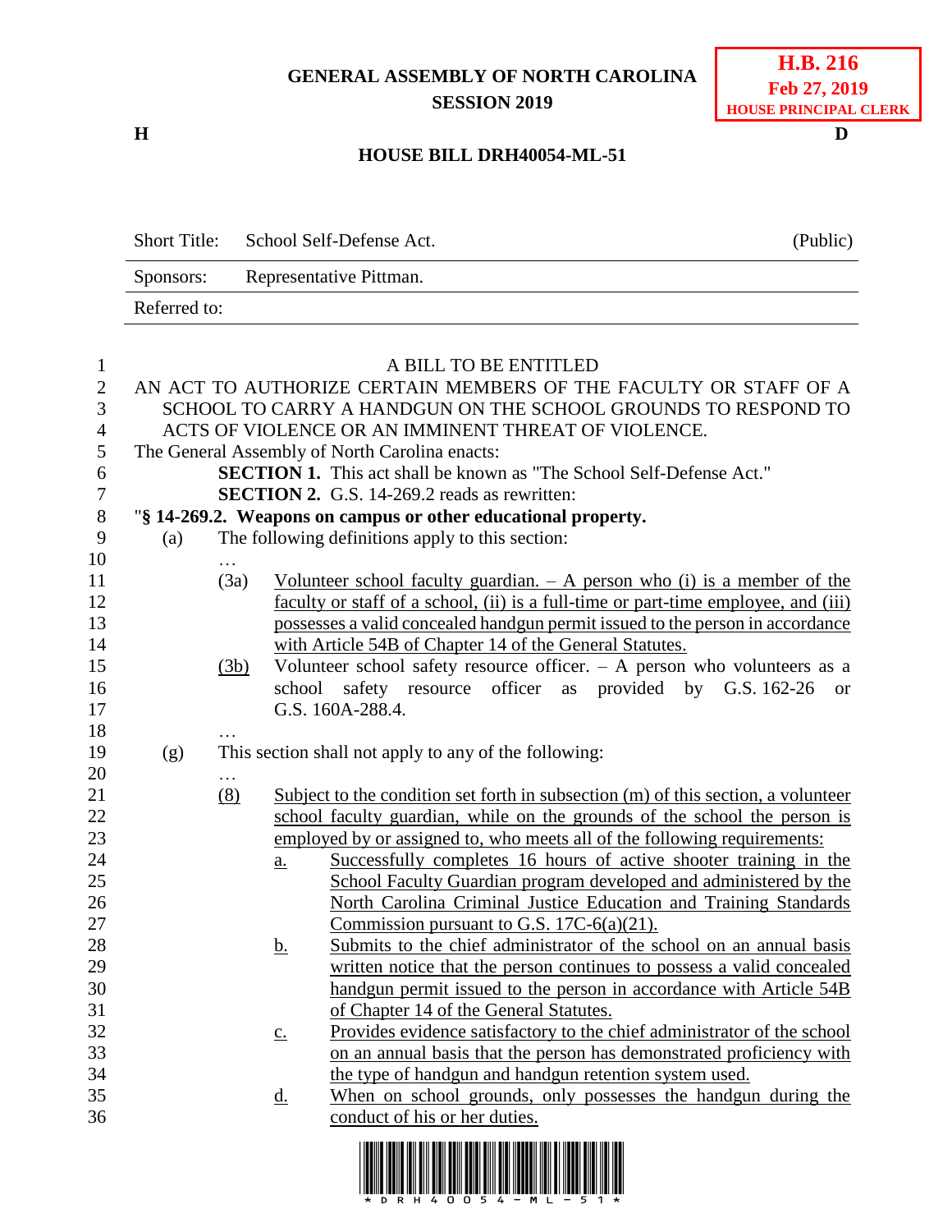**GENERAL ASSEMBLY OF NORTH CAROLINA**
**SESSION 2019**

**H.B. 216**
**Feb 27, 2019**
**HOUSE PRINCIPAL CLERK**

**H** **D**

**HOUSE BILL DRH40054-ML-51**

| Short Title: | School Self-Defense Act. | (Public) |
|---|---|---|
| Sponsors: | Representative Pittman. | |
| Referred to: | | |

A BILL TO BE ENTITLED

AN ACT TO AUTHORIZE CERTAIN MEMBERS OF THE FACULTY OR STAFF OF A SCHOOL TO CARRY A HANDGUN ON THE SCHOOL GROUNDS TO RESPOND TO ACTS OF VIOLENCE OR AN IMMINENT THREAT OF VIOLENCE.

The General Assembly of North Carolina enacts:

**SECTION 1.** This act shall be known as "The School Self-Defense Act."

**SECTION 2.** G.S. 14-269.2 reads as rewritten:

"**§ 14-269.2. Weapons on campus or other educational property.**

(a) The following definitions apply to this section:

…

(3a) Volunteer school faculty guardian. – A person who (i) is a member of the faculty or staff of a school, (ii) is a full-time or part-time employee, and (iii) possesses a valid concealed handgun permit issued to the person in accordance with Article 54B of Chapter 14 of the General Statutes.

(3b) Volunteer school safety resource officer. – A person who volunteers as a school safety resource officer as provided by G.S. 162-26 or G.S. 160A-288.4.

…

(g) This section shall not apply to any of the following:

…

(8) Subject to the condition set forth in subsection (m) of this section, a volunteer school faculty guardian, while on the grounds of the school the person is employed by or assigned to, who meets all of the following requirements:

a. Successfully completes 16 hours of active shooter training in the School Faculty Guardian program developed and administered by the North Carolina Criminal Justice Education and Training Standards Commission pursuant to G.S. 17C-6(a)(21).

b. Submits to the chief administrator of the school on an annual basis written notice that the person continues to possess a valid concealed handgun permit issued to the person in accordance with Article 54B of Chapter 14 of the General Statutes.

c. Provides evidence satisfactory to the chief administrator of the school on an annual basis that the person has demonstrated proficiency with the type of handgun and handgun retention system used.

d. When on school grounds, only possesses the handgun during the conduct of his or her duties.

\* D R H 4 0 0 5 4 - M L - 5 1 \*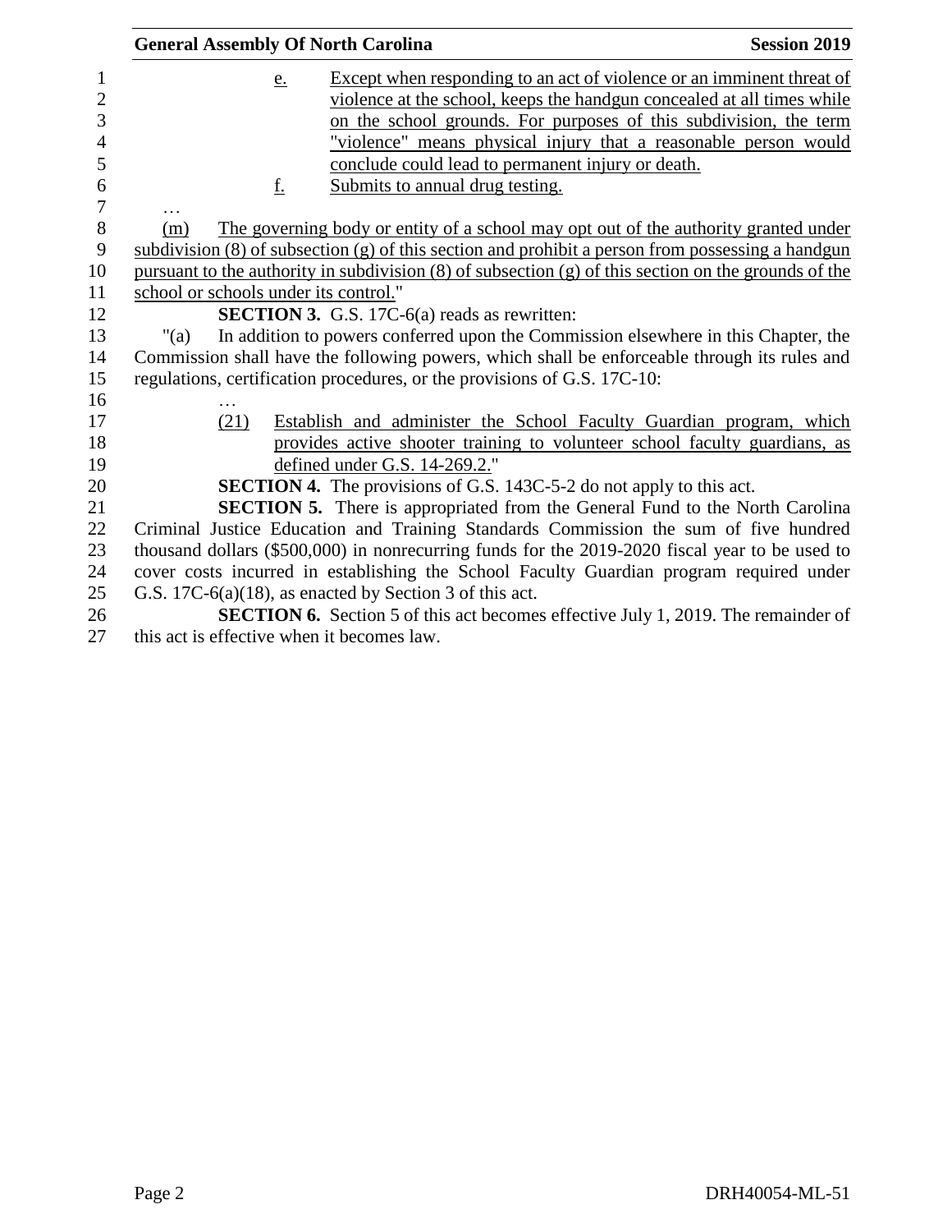e. Except when responding to an act of violence or an imminent threat of violence at the school, keeps the handgun concealed at all times while on the school grounds. For purposes of this subdivision, the term "violence" means physical injury that a reasonable person would conclude could lead to permanent injury or death.

f. Submits to annual drug testing.

…

(m) The governing body or entity of a school may opt out of the authority granted under subdivision (8) of subsection (g) of this section and prohibit a person from possessing a handgun pursuant to the authority in subdivision (8) of subsection (g) of this section on the grounds of the school or schools under its control."

**SECTION 3.** G.S. 17C-6(a) reads as rewritten:

"(a) In addition to powers conferred upon the Commission elsewhere in this Chapter, the Commission shall have the following powers, which shall be enforceable through its rules and regulations, certification procedures, or the provisions of G.S. 17C-10:

…

(21) Establish and administer the School Faculty Guardian program, which provides active shooter training to volunteer school faculty guardians, as defined under G.S. 14-269.2."

**SECTION 4.** The provisions of G.S. 143C-5-2 do not apply to this act.

**SECTION 5.** There is appropriated from the General Fund to the North Carolina Criminal Justice Education and Training Standards Commission the sum of five hundred thousand dollars ($500,000) in nonrecurring funds for the 2019-2020 fiscal year to be used to cover costs incurred in establishing the School Faculty Guardian program required under G.S. 17C-6(a)(18), as enacted by Section 3 of this act.

**SECTION 6.** Section 5 of this act becomes effective July 1, 2019. The remainder of this act is effective when it becomes law.